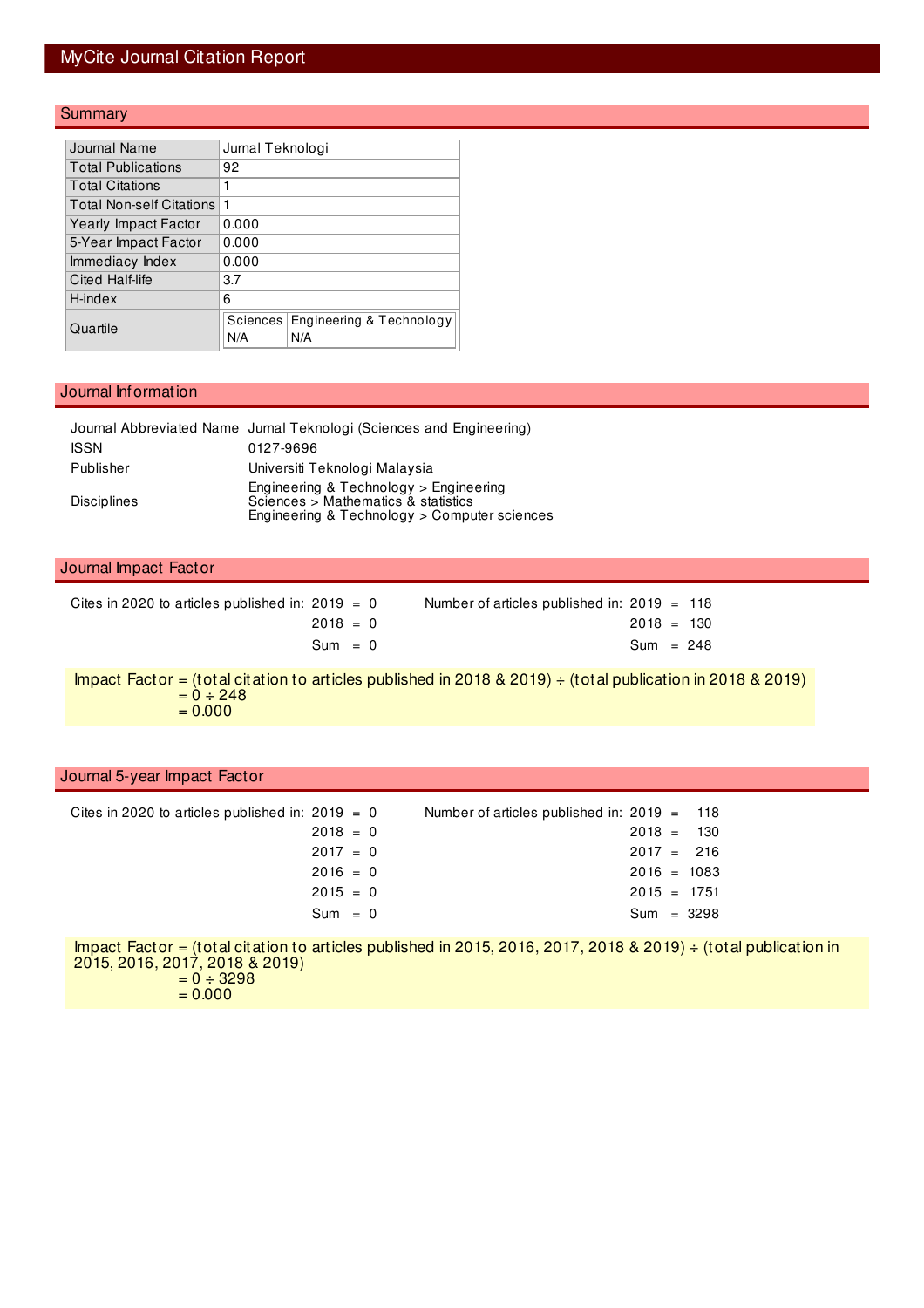# MyCite Journal Citation Report

## Summary

| | |
|---|---|
| Journal Name | Jurnal Teknologi |
| Total Publications | 92 |
| Total Citations | 1 |
| Total Non-self Citations | 1 |
| Yearly Impact Factor | 0.000 |
| 5-Year Impact Factor | 0.000 |
| Immediacy Index | 0.000 |
| Cited Half-life | 3.7 |
| H-index | 6 |
| Quartile | Sciences: N/A; Engineering & Technology: N/A |

## Journal Information

| | |
|---|---|
| Journal Abbreviated Name | Jurnal Teknologi (Sciences and Engineering) |
| ISSN | 0127-9696 |
| Publisher | Universiti Teknologi Malaysia |
| Disciplines | Engineering & Technology > Engineering<br>Sciences > Mathematics & statistics<br>Engineering & Technology > Computer sciences |

## Journal Impact Factor

| Cites in 2020 to articles published in: | | Number of articles published in: | |
|---|---|---|---|
| 2019 | 0 | 2019 | 118 |
| 2018 | 0 | 2018 | 130 |
| Sum | 0 | Sum | 248 |

Impact Factor = (total citation to articles published in 2018 & 2019) ÷ (total publication in 2018 & 2019)
= 0 ÷ 248
= 0.000

## Journal 5-year Impact Factor

| Cites in 2020 to articles published in: | | Number of articles published in: | |
|---|---|---|---|
| 2019 | 0 | 2019 | 118 |
| 2018 | 0 | 2018 | 130 |
| 2017 | 0 | 2017 | 216 |
| 2016 | 0 | 2016 | 1083 |
| 2015 | 0 | 2015 | 1751 |
| Sum | 0 | Sum | 3298 |

Impact Factor = (total citation to articles published in 2015, 2016, 2017, 2018 & 2019) ÷ (total publication in 2015, 2016, 2017, 2018 & 2019)
= 0 ÷ 3298
= 0.000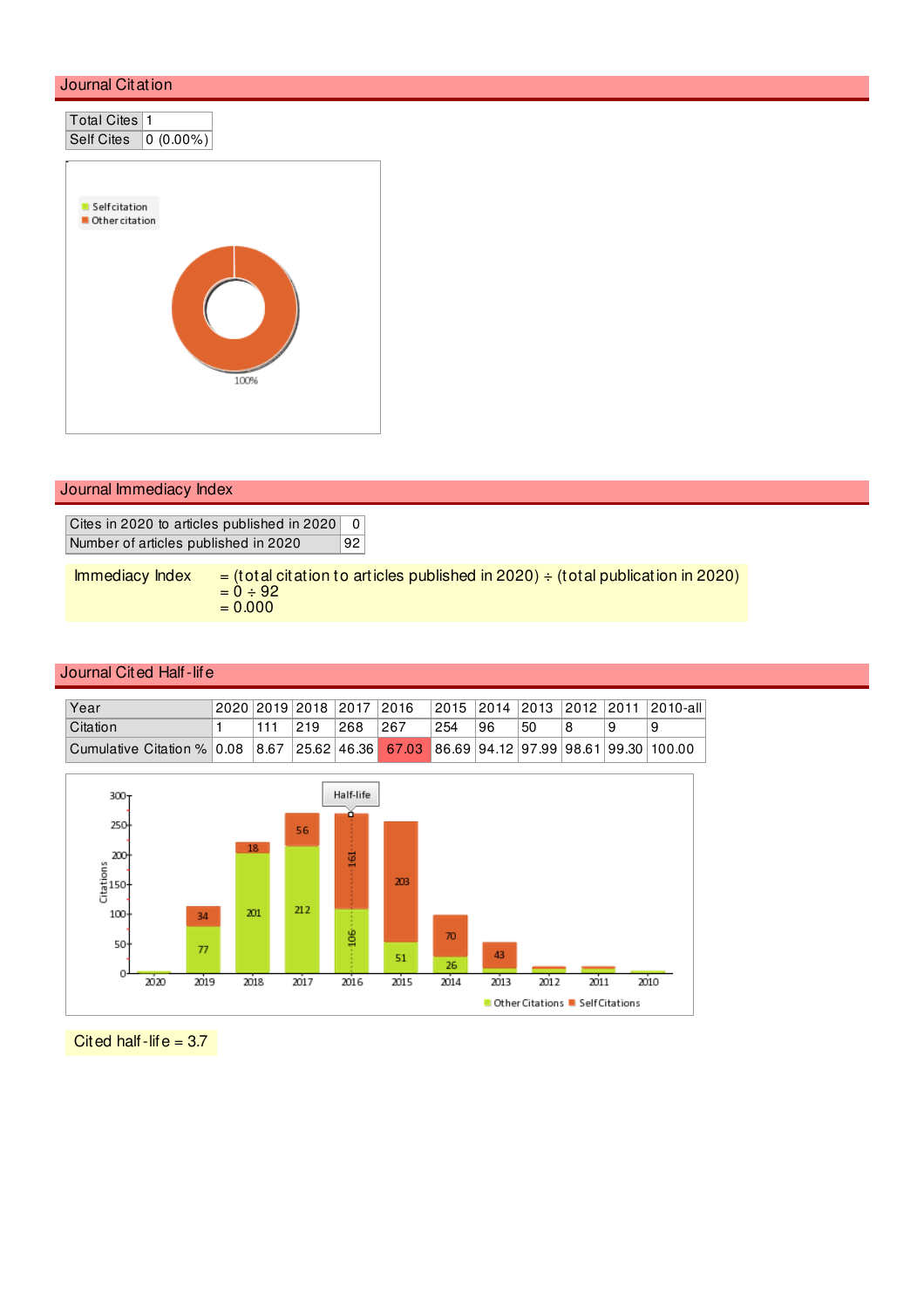## Journal Citation

| Total Cites | 1 |
|---|---|
| Self Cites | 0 (0.00%) |

## Journal Immediacy Index

| Cites in 2020 to articles published in 2020 | 0 |
|---|---|
| Number of articles published in 2020 | 92 |

Immediacy Index = (total citation to articles published in 2020) ÷ (total publication in 2020)
= 0 ÷ 92
= 0.000

## Journal Cited Half-life

| Year | 2020 | 2019 | 2018 | 2017 | 2016 | 2015 | 2014 | 2013 | 2012 | 2011 | 2010-all |
|---|---|---|---|---|---|---|---|---|---|---|---|
| Citation | 1 | 111 | 219 | 268 | 267 | 254 | 96 | 50 | 8 | 9 | 9 |
| Cumulative Citation % | 0.08 | 8.67 | 25.62 | 46.36 | 67.03 | 86.69 | 94.12 | 97.99 | 98.61 | 99.30 | 100.00 |

Cited half-life = 3.7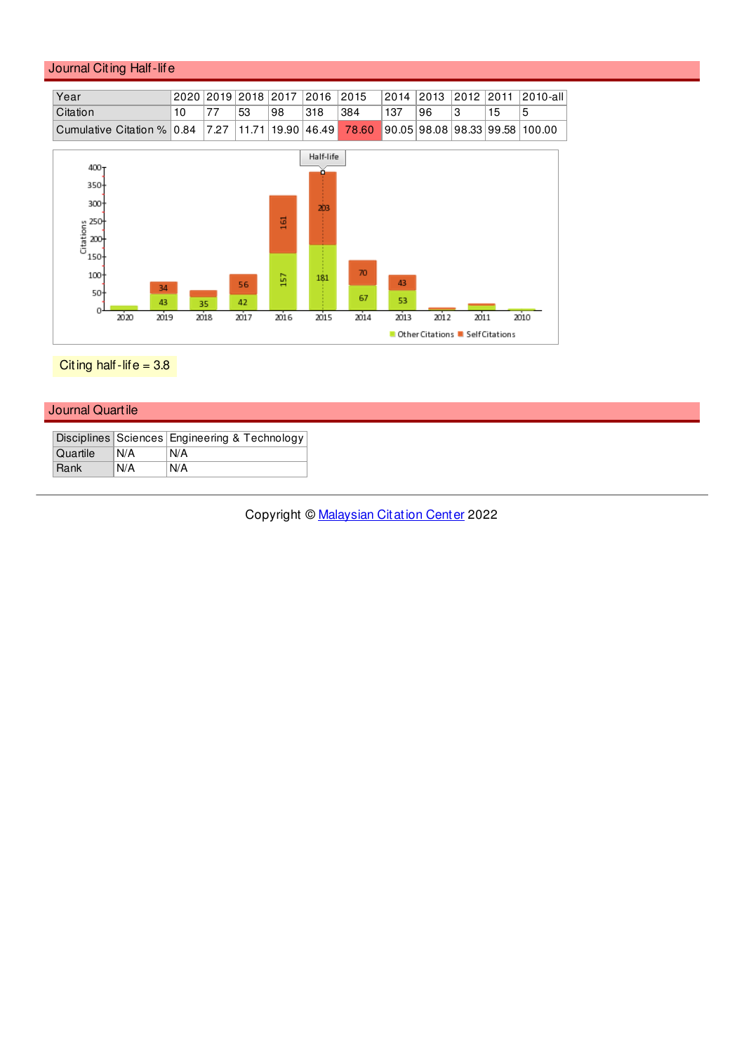## Journal Citing Half-life

| Year | 2020 | 2019 | 2018 | 2017 | 2016 | 2015 | 2014 | 2013 | 2012 | 2011 | 2010-all |
|---|---|---|---|---|---|---|---|---|---|---|---|
| Citation | 10 | 77 | 53 | 98 | 318 | 384 | 137 | 96 | 3 | 15 | 5 |
| Cumulative Citation % | 0.84 | 7.27 | 11.71 | 19.90 | 46.49 | 78.60 | 90.05 | 98.08 | 98.33 | 99.58 | 100.00 |

Half-life

400
350
300
250
200
150
100
50
0

Citations

34
43
35
56
42
161
157
203
181
70
67
43
53

2020 2019 2018 2017 2016 2015 2014 2013 2012 2011 2010

Other Citations Self Citations

Citing half-life = 3.8

## Journal Quartile

| Disciplines | Sciences | Engineering & Technology |
|---|---|---|
| Quartile | N/A | N/A |
| Rank | N/A | N/A |

Copyright © Malaysian Citation Center 2022